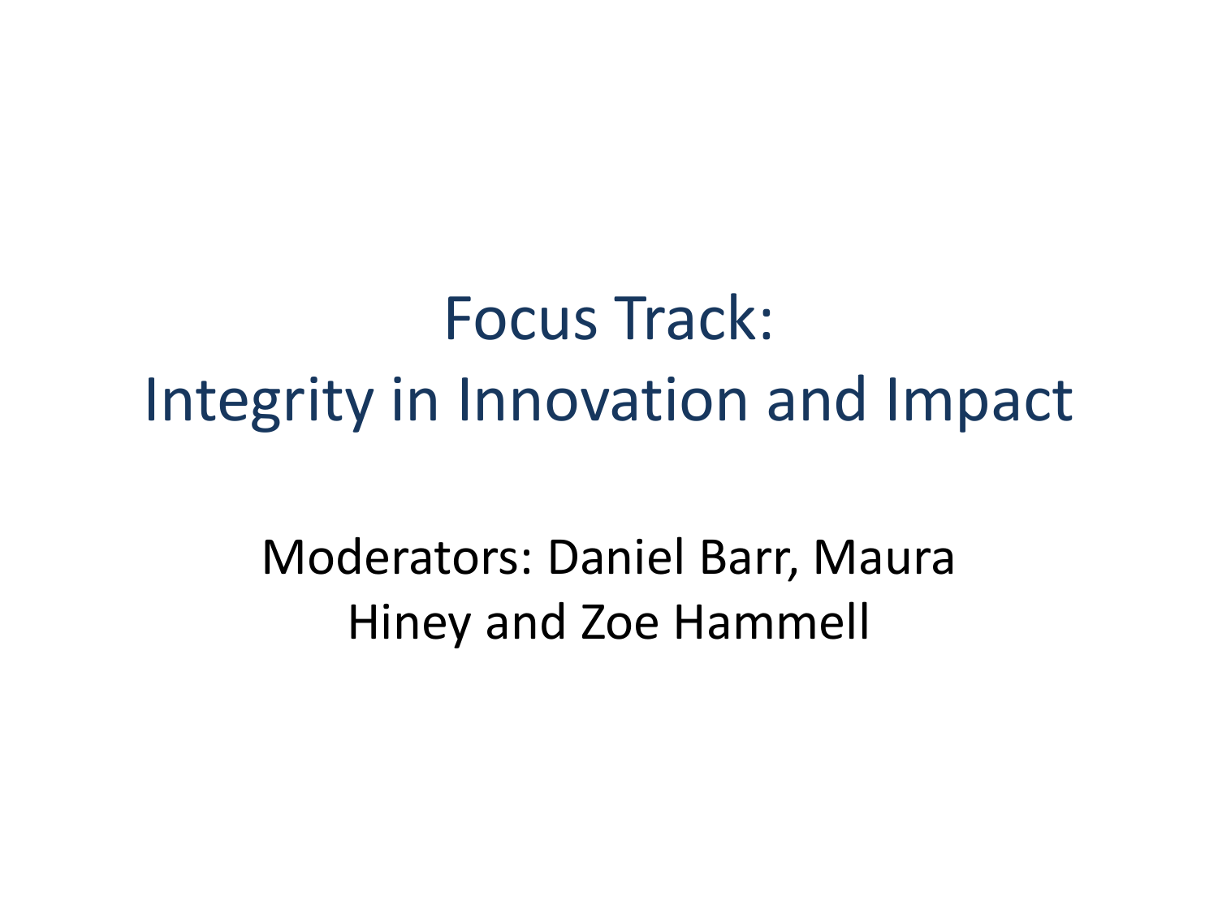# Focus Track: Integrity in Innovation and Impact

Moderators: Daniel Barr, Maura Hiney and Zoe Hammell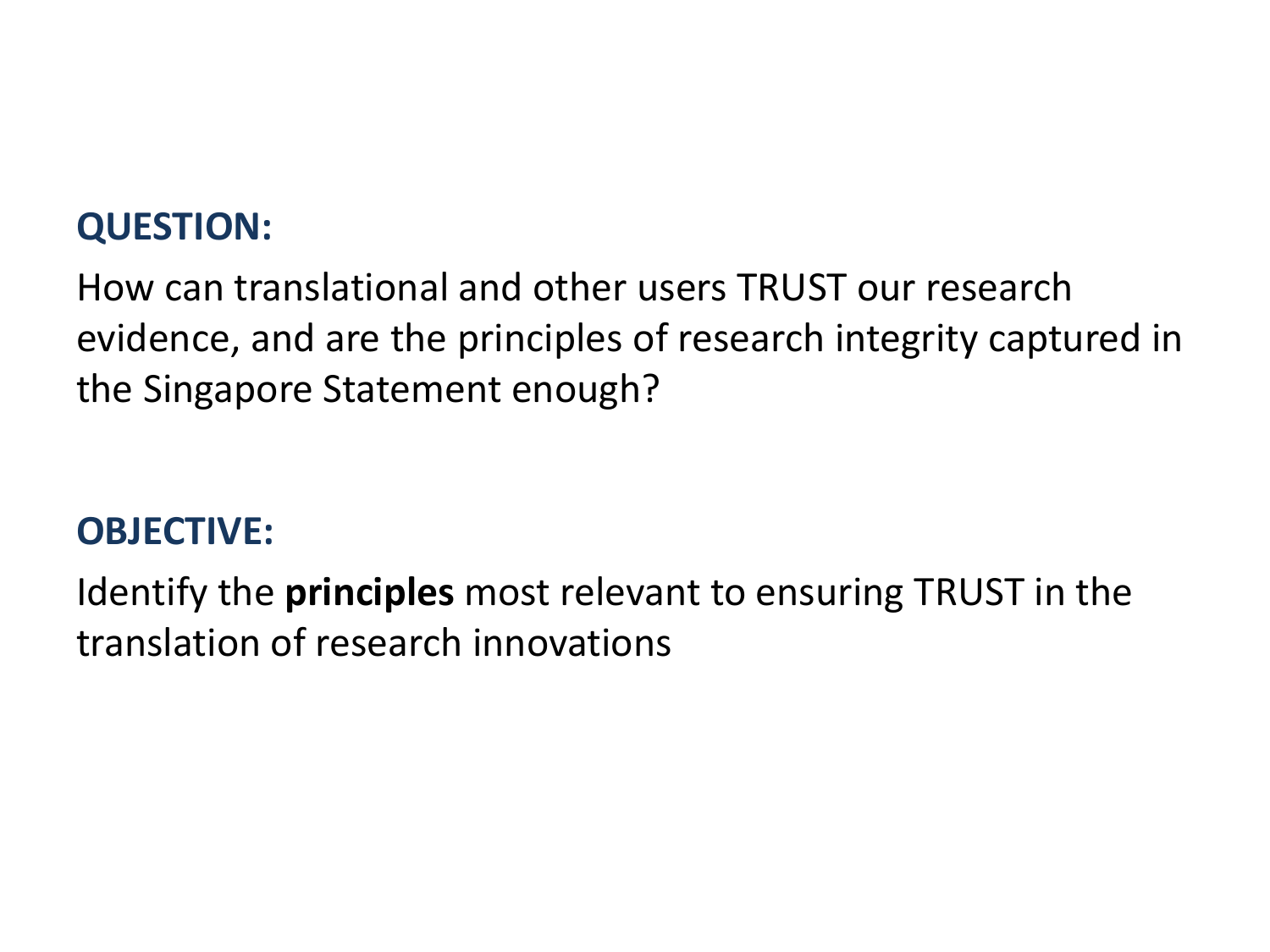**QUESTION:**

How can translational and other users TRUST our research evidence, and are the principles of research integrity captured in the Singapore Statement enough?

**OBJECTIVE:**

Identify the **principles** most relevant to ensuring TRUST in the translation of research innovations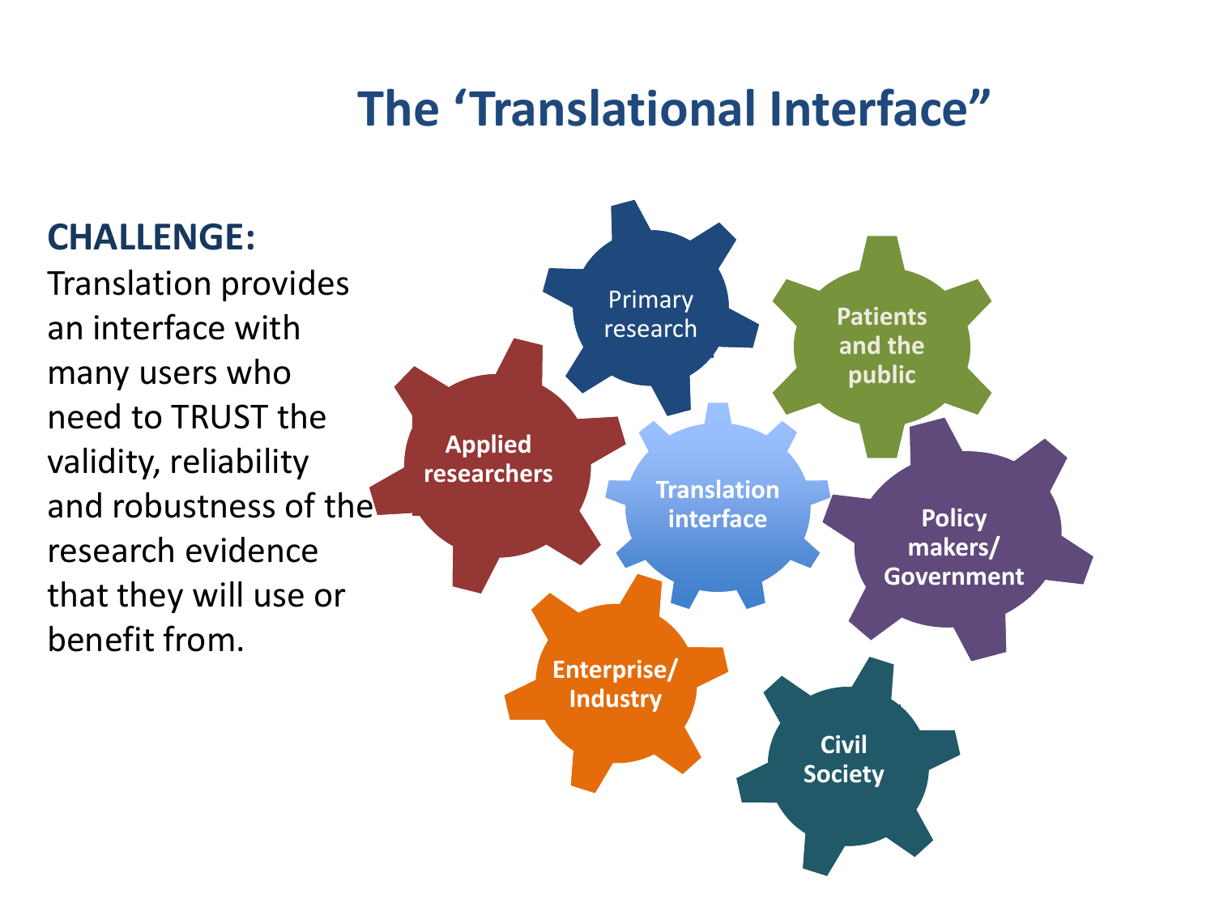# The 'Translational Interface"

**CHALLENGE:**

Translation provides an interface with many users who need to TRUST the validity, reliability and robustness of the research evidence that they will use or benefit from.

- Primary research
- Patients and the public
- Applied researchers
- Translation interface
- Policy makers/ Government
- Enterprise/ Industry
- Civil Society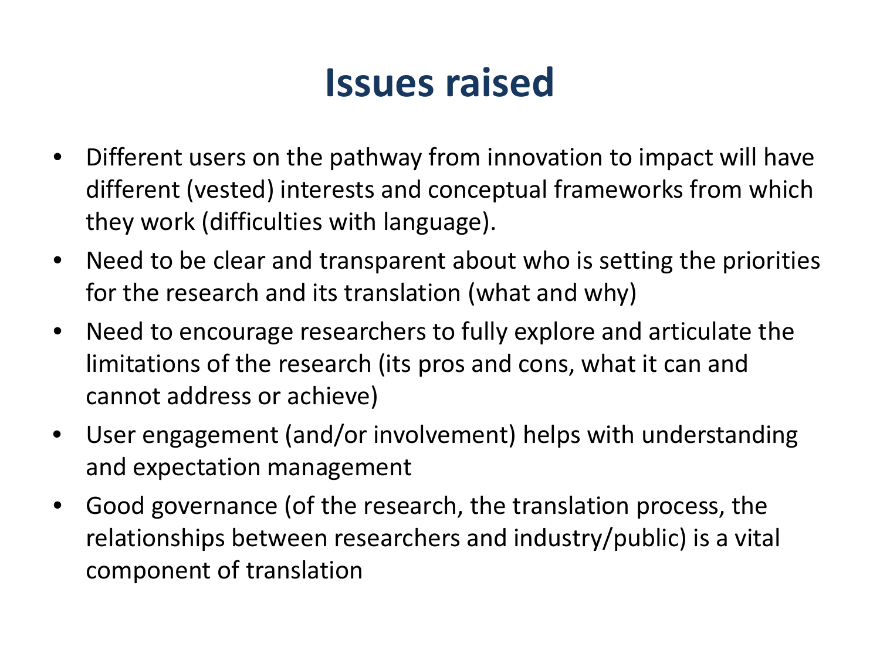# Issues raised

- Different users on the pathway from innovation to impact will have different (vested) interests and conceptual frameworks from which they work (difficulties with language).
- Need to be clear and transparent about who is setting the priorities for the research and its translation (what and why)
- Need to encourage researchers to fully explore and articulate the limitations of the research (its pros and cons, what it can and cannot address or achieve)
- User engagement (and/or involvement) helps with understanding and expectation management
- Good governance (of the research, the translation process, the relationships between researchers and industry/public) is a vital component of translation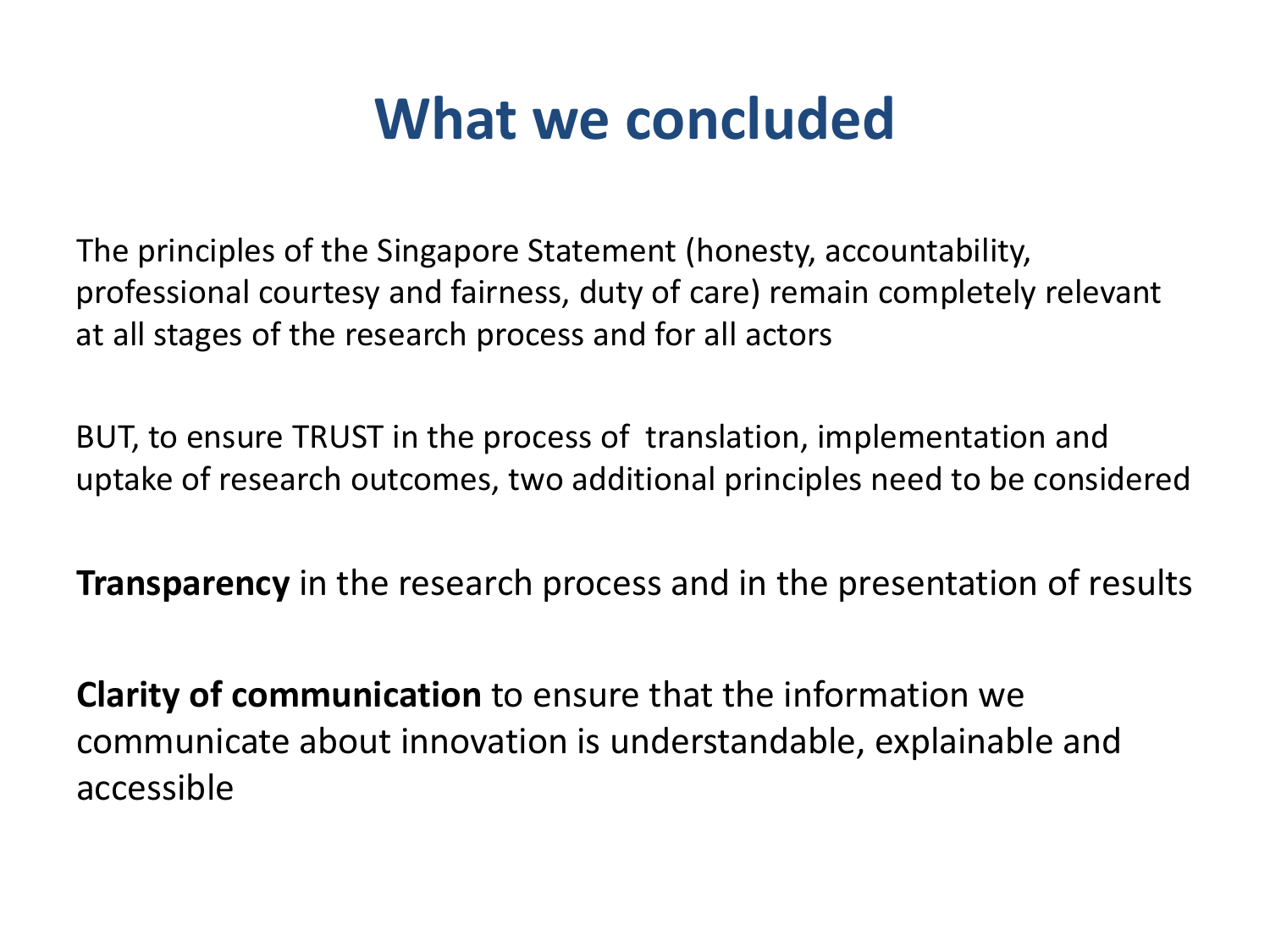# What we concluded

The principles of the Singapore Statement (honesty, accountability, professional courtesy and fairness, duty of care) remain completely relevant at all stages of the research process and for all actors

BUT, to ensure TRUST in the process of translation, implementation and uptake of research outcomes, two additional principles need to be considered

**Transparency** in the research process and in the presentation of results

**Clarity of communication** to ensure that the information we communicate about innovation is understandable, explainable and accessible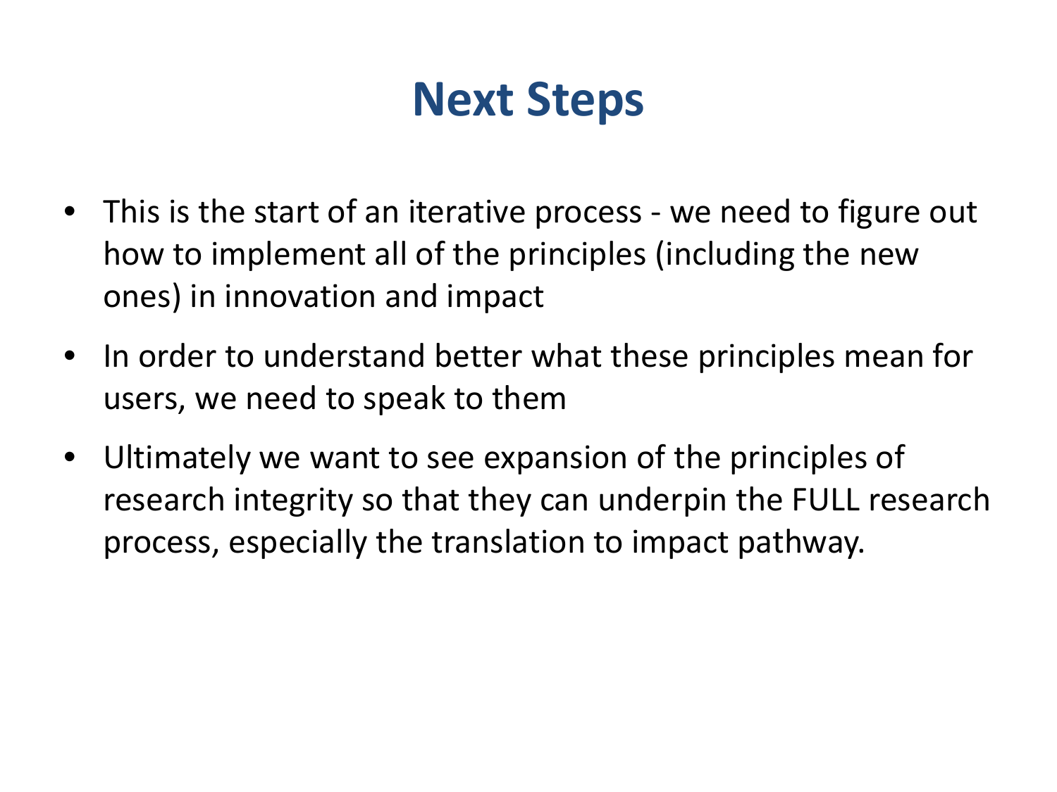# Next Steps

- This is the start of an iterative process - we need to figure out how to implement all of the principles (including the new ones) in innovation and impact
- In order to understand better what these principles mean for users, we need to speak to them
- Ultimately we want to see expansion of the principles of research integrity so that they can underpin the FULL research process, especially the translation to impact pathway.